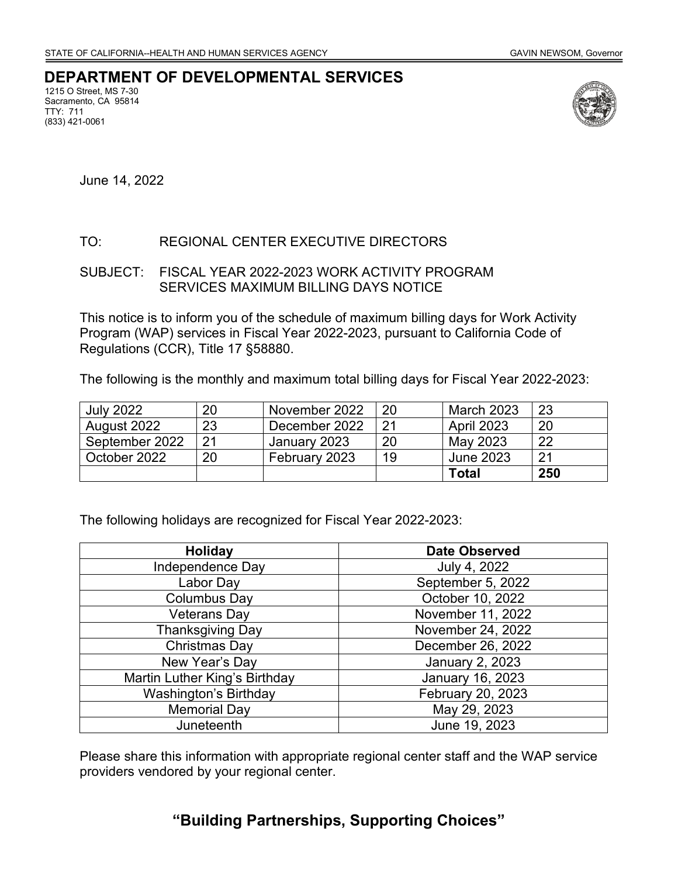STATE OF CALIFORNIA--HEALTH AND HUMAN SERVICES AGENCY GAVIN NEWSOM, Governor

# DEPARTMENT OF DEVELOPMENTAL SERVICES

1215 O Street, MS 7-30
Sacramento, CA 95814
TTY: 711
(833) 421-0061

June 14, 2022

TO: REGIONAL CENTER EXECUTIVE DIRECTORS

SUBJECT: FISCAL YEAR 2022-2023 WORK ACTIVITY PROGRAM SERVICES MAXIMUM BILLING DAYS NOTICE

This notice is to inform you of the schedule of maximum billing days for Work Activity Program (WAP) services in Fiscal Year 2022-2023, pursuant to California Code of Regulations (CCR), Title 17 §58880.

The following is the monthly and maximum total billing days for Fiscal Year 2022-2023:

| | | | | | |
|---|---|---|---|---|---|
| July 2022 | 20 | November 2022 | 20 | March 2023 | 23 |
| August 2022 | 23 | December 2022 | 21 | April 2023 | 20 |
| September 2022 | 21 | January 2023 | 20 | May 2023 | 22 |
| October 2022 | 20 | February 2023 | 19 | June 2023 | 21 |
| | | | | **Total** | **250** |

The following holidays are recognized for Fiscal Year 2022-2023:

| Holiday | Date Observed |
|---|---|
| Independence Day | July 4, 2022 |
| Labor Day | September 5, 2022 |
| Columbus Day | October 10, 2022 |
| Veterans Day | November 11, 2022 |
| Thanksgiving Day | November 24, 2022 |
| Christmas Day | December 26, 2022 |
| New Year's Day | January 2, 2023 |
| Martin Luther King's Birthday | January 16, 2023 |
| Washington's Birthday | February 20, 2023 |
| Memorial Day | May 29, 2023 |
| Juneteenth | June 19, 2023 |

Please share this information with appropriate regional center staff and the WAP service providers vendored by your regional center.

**"Building Partnerships, Supporting Choices"**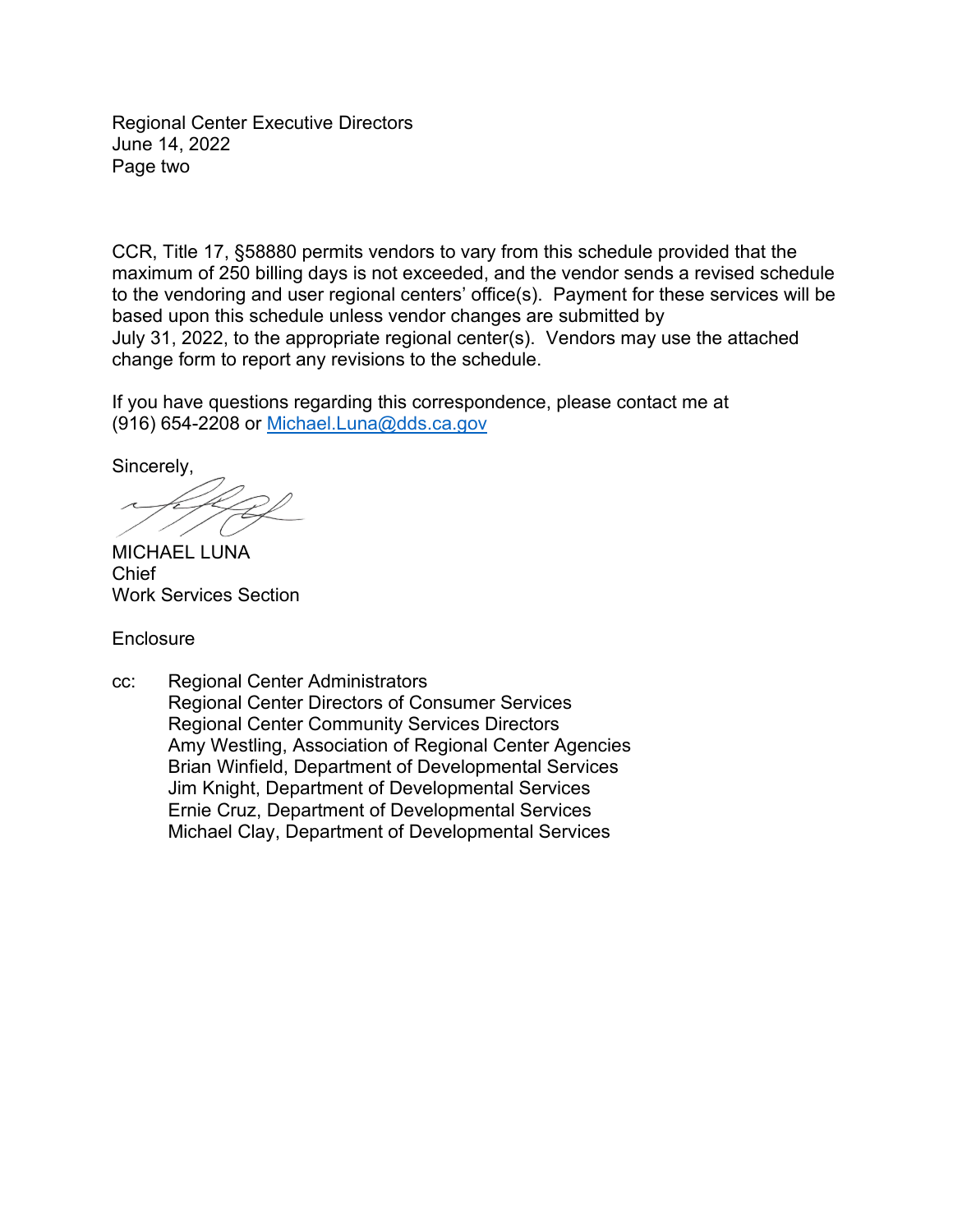CCR, Title 17, §58880 permits vendors to vary from this schedule provided that the maximum of 250 billing days is not exceeded, and the vendor sends a revised schedule to the vendoring and user regional centers' office(s). Payment for these services will be based upon this schedule unless vendor changes are submitted by July 31, 2022, to the appropriate regional center(s). Vendors may use the attached change form to report any revisions to the schedule.

If you have questions regarding this correspondence, please contact me at (916) 654-2208 or Michael.Luna@dds.ca.gov

Sincerely,

MICHAEL LUNA
Chief
Work Services Section

Enclosure

cc: Regional Center Administrators
Regional Center Directors of Consumer Services
Regional Center Community Services Directors
Amy Westling, Association of Regional Center Agencies
Brian Winfield, Department of Developmental Services
Jim Knight, Department of Developmental Services
Ernie Cruz, Department of Developmental Services
Michael Clay, Department of Developmental Services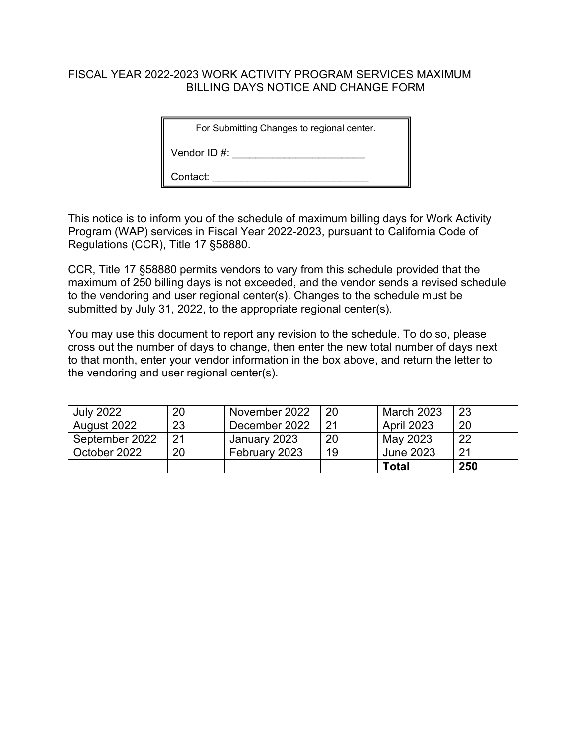# FISCAL YEAR 2022-2023 WORK ACTIVITY PROGRAM SERVICES MAXIMUM BILLING DAYS NOTICE AND CHANGE FORM

For Submitting Changes to regional center.

Vendor ID #: ______________________

Contact: ___________________________

This notice is to inform you of the schedule of maximum billing days for Work Activity Program (WAP) services in Fiscal Year 2022-2023, pursuant to California Code of Regulations (CCR), Title 17 §58880.

CCR, Title 17 §58880 permits vendors to vary from this schedule provided that the maximum of 250 billing days is not exceeded, and the vendor sends a revised schedule to the vendoring and user regional center(s). Changes to the schedule must be submitted by July 31, 2022, to the appropriate regional center(s).

You may use this document to report any revision to the schedule. To do so, please cross out the number of days to change, then enter the new total number of days next to that month, enter your vendor information in the box above, and return the letter to the vendoring and user regional center(s).

| | | | | | |
|---|---|---|---|---|---|
| July 2022 | 20 | November 2022 | 20 | March 2023 | 23 |
| August 2022 | 23 | December 2022 | 21 | April 2023 | 20 |
| September 2022 | 21 | January 2023 | 20 | May 2023 | 22 |
| October 2022 | 20 | February 2023 | 19 | June 2023 | 21 |
| | | | | **Total** | **250** |